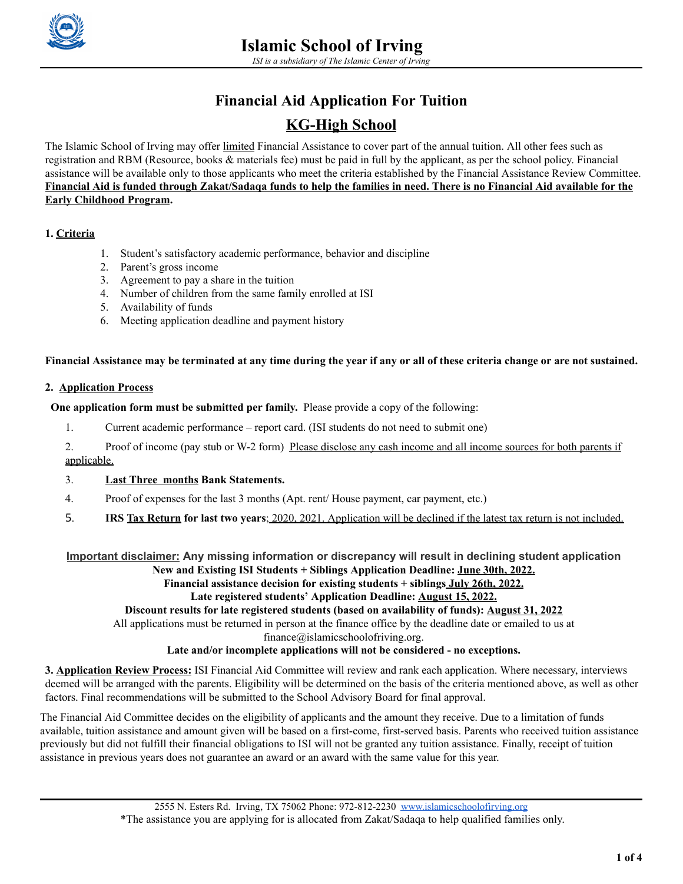# Islamic School of Irving

*ISI is a subsidiary of The Islamic Center of Irving*

## Financial Aid Application For Tuition

## KG-High School

The Islamic School of Irving may offer limited Financial Assistance to cover part of the annual tuition. All other fees such as registration and RBM (Resource, books & materials fee) must be paid in full by the applicant, as per the school policy. Financial assistance will be available only to those applicants who meet the criteria established by the Financial Assistance Review Committee. **Financial Aid is funded through Zakat/Sadaqa funds to help the families in need. There is no Financial Aid available for the Early Childhood Program.**

### 1. Criteria

1. Student's satisfactory academic performance, behavior and discipline
2. Parent's gross income
3. Agreement to pay a share in the tuition
4. Number of children from the same family enrolled at ISI
5. Availability of funds
6. Meeting application deadline and payment history

**Financial Assistance may be terminated at any time during the year if any or all of these criteria change or are not sustained.**

### 2. Application Process

**One application form must be submitted per family.** Please provide a copy of the following:

1. Current academic performance – report card. (ISI students do not need to submit one)
2. Proof of income (pay stub or W-2 form) Please disclose any cash income and all income sources for both parents if applicable.
3. **Last Three months Bank Statements.**
4. Proof of expenses for the last 3 months (Apt. rent/ House payment, car payment, etc.)
5. **IRS Tax Return for last two years**; 2020, 2021. Application will be declined if the latest tax return is not included.

**Important disclaimer: Any missing information or discrepancy will result in declining student application**

**New and Existing ISI Students + Siblings Application Deadline: June 30th, 2022.**

**Financial assistance decision for existing students + siblings July 26th, 2022.**

**Late registered students' Application Deadline: August 15, 2022.**

**Discount results for late registered students (based on availability of funds): August 31, 2022**

All applications must be returned in person at the finance office by the deadline date or emailed to us at finance@islamicschoolofirving.org.

**Late and/or incomplete applications will not be considered - no exceptions.**

**3. Application Review Process:** ISI Financial Aid Committee will review and rank each application. Where necessary, interviews deemed will be arranged with the parents. Eligibility will be determined on the basis of the criteria mentioned above, as well as other factors. Final recommendations will be submitted to the School Advisory Board for final approval.

The Financial Aid Committee decides on the eligibility of applicants and the amount they receive. Due to a limitation of funds available, tuition assistance and amount given will be based on a first-come, first-served basis. Parents who received tuition assistance previously but did not fulfill their financial obligations to ISI will not be granted any tuition assistance. Finally, receipt of tuition assistance in previous years does not guarantee an award or an award with the same value for this year.

2555 N. Esters Rd. Irving, TX 75062 Phone: 972-812-2230 www.islamicschoolofirving.org

*The assistance you are applying for is allocated from Zakat/Sadaqa to help qualified families only.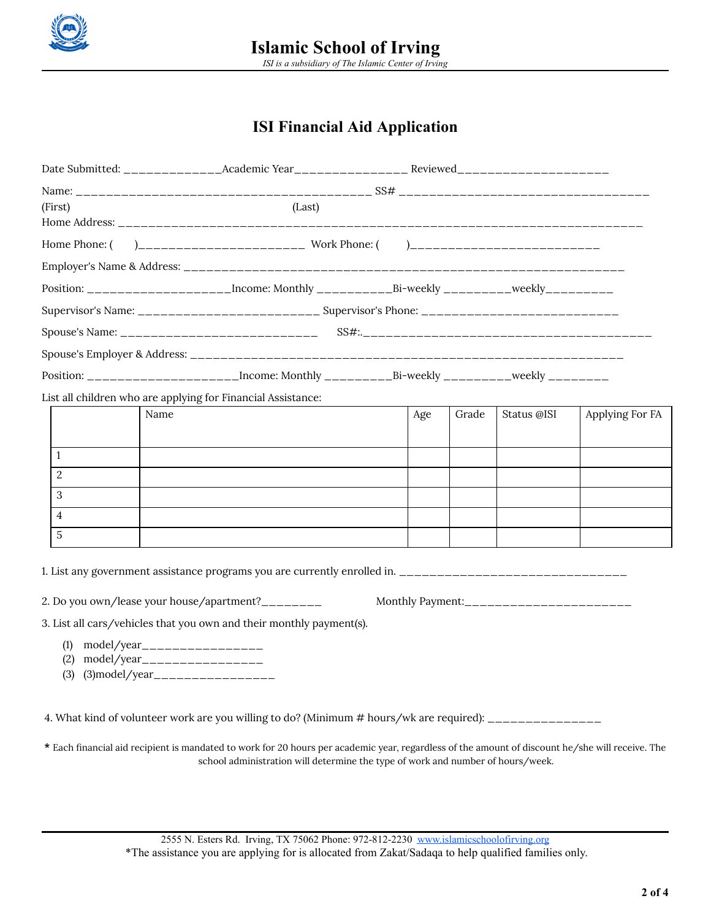# Islamic School of Irving

*ISI is a subsidiary of The Islamic Center of Irving*

## ISI Financial Aid Application

Date Submitted: ______________Academic Year________________ Reviewed_____________________

Name: __________________________________________ SS# ____________________________________

(First) (Last)

Home Address: ___________________________________________________________________________

Home Phone: ( )________________________ Work Phone: ( )___________________________

Employer's Name & Address: ______________________________________________________________

Position: ____________________Income: Monthly ___________Bi-weekly __________weekly__________

Supervisor's Name: __________________________ Supervisor's Phone: ____________________________

Spouse's Name: _____________________________ SS#:.__________________________________________

Spouse's Employer & Address: ______________________________________________________________

Position: _____________________Income: Monthly __________Bi-weekly __________weekly _________

List all children who are applying for Financial Assistance:

| | Name | Age | Grade | Status @ISI | Applying For FA |
|---|---|---|---|---|---|
| 1 | | | | | |
| 2 | | | | | |
| 3 | | | | | |
| 4 | | | | | |
| 5 | | | | | |

1. List any government assistance programs you are currently enrolled in. ________________________________

2. Do you own/lease your house/apartment?________ Monthly Payment:_______________________

3. List all cars/vehicles that you own and their monthly payment(s).

   (1) model/year_________________
   (2) model/year_________________
   (3) (3)model/year_________________

4. What kind of volunteer work are you willing to do? (Minimum # hours/wk are required): ________________

**\*** Each financial aid recipient is mandated to work for 20 hours per academic year, regardless of the amount of discount he/she will receive. The school administration will determine the type of work and number of hours/week.

2555 N. Esters Rd. Irving, TX 75062 Phone: 972-812-2230 www.islamicschoolofirving.org

*The assistance you are applying for is allocated from Zakat/Sadaqa to help qualified families only.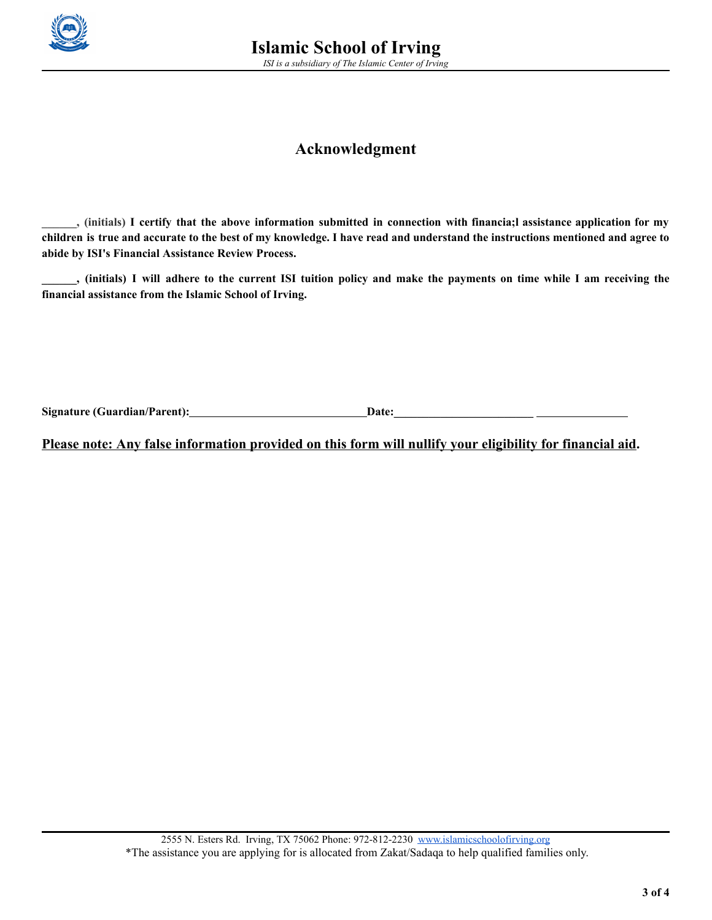## Acknowledgment

**______, (initials) I certify that the above information submitted in connection with financia;l assistance application for my children is true and accurate to the best of my knowledge. I have read and understand the instructions mentioned and agree to abide by ISI's Financial Assistance Review Process.**

**______, (initials) I will adhere to the current ISI tuition policy and make the payments on time while I am receiving the financial assistance from the Islamic School of Irving.**

**Signature (Guardian/Parent):______________________________Date:________________________ ________________**

**Please note: Any false information provided on this form will nullify your eligibility for financial aid.**

2555 N. Esters Rd. Irving, TX 75062 Phone: 972-812-2230 www.islamicschoolofirving.org

*The assistance you are applying for is allocated from Zakat/Sadaqa to help qualified families only.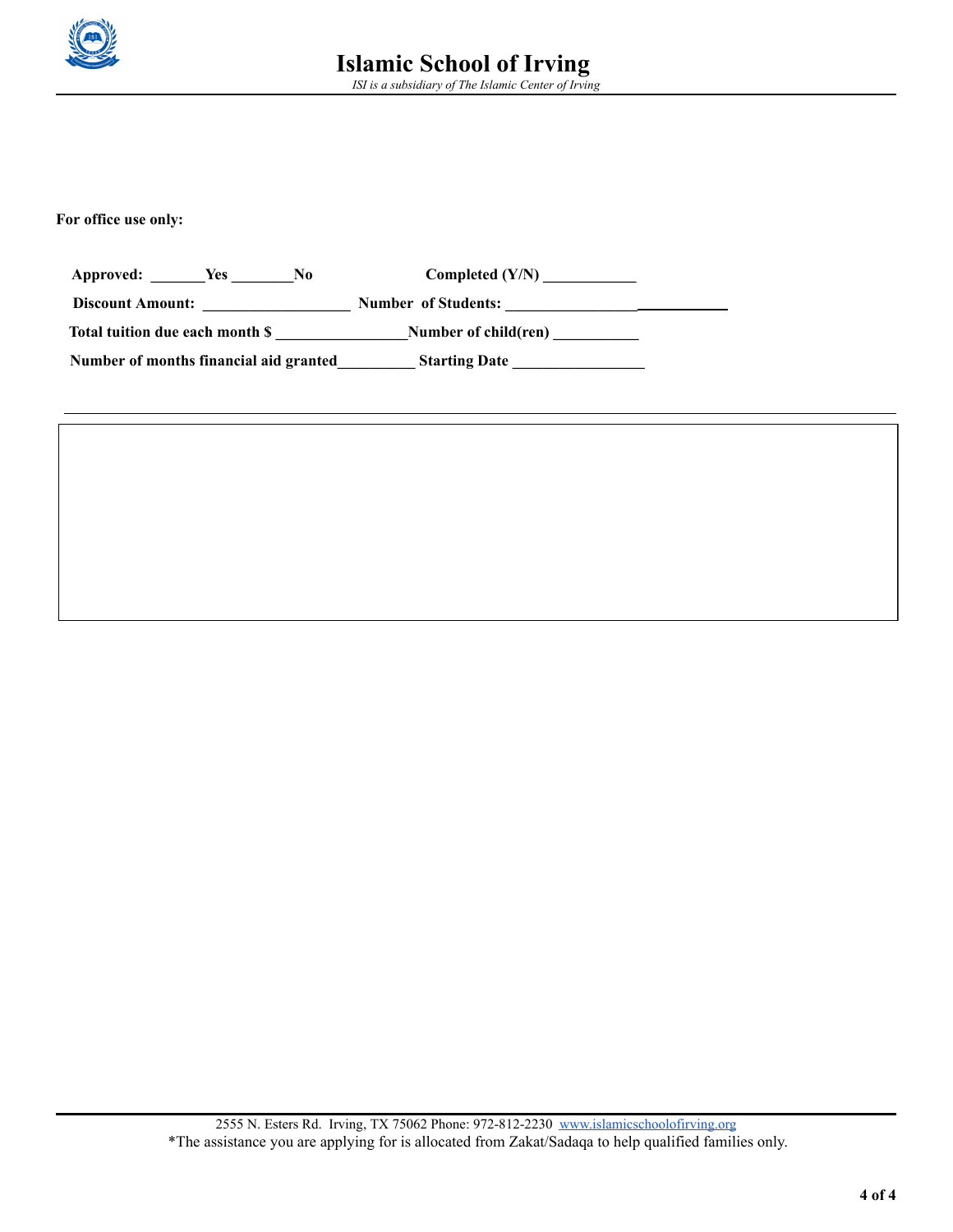# Islamic School of Irving

*ISI is a subsidiary of The Islamic Center of Irving*

**For office use only:**

**Approved: _______Yes ________No** **Completed (Y/N) ____________**

**Discount Amount: ___________________** **Number of Students: _____________________________**

**Total tuition due each month $ ________________Number of child(ren) ___________**

**Number of months financial aid granted__________ Starting Date _________________**

2555 N. Esters Rd. Irving, TX 75062 Phone: 972-812-2230 www.islamicschoolofirving.org

*The assistance you are applying for is allocated from Zakat/Sadaqa to help qualified families only.